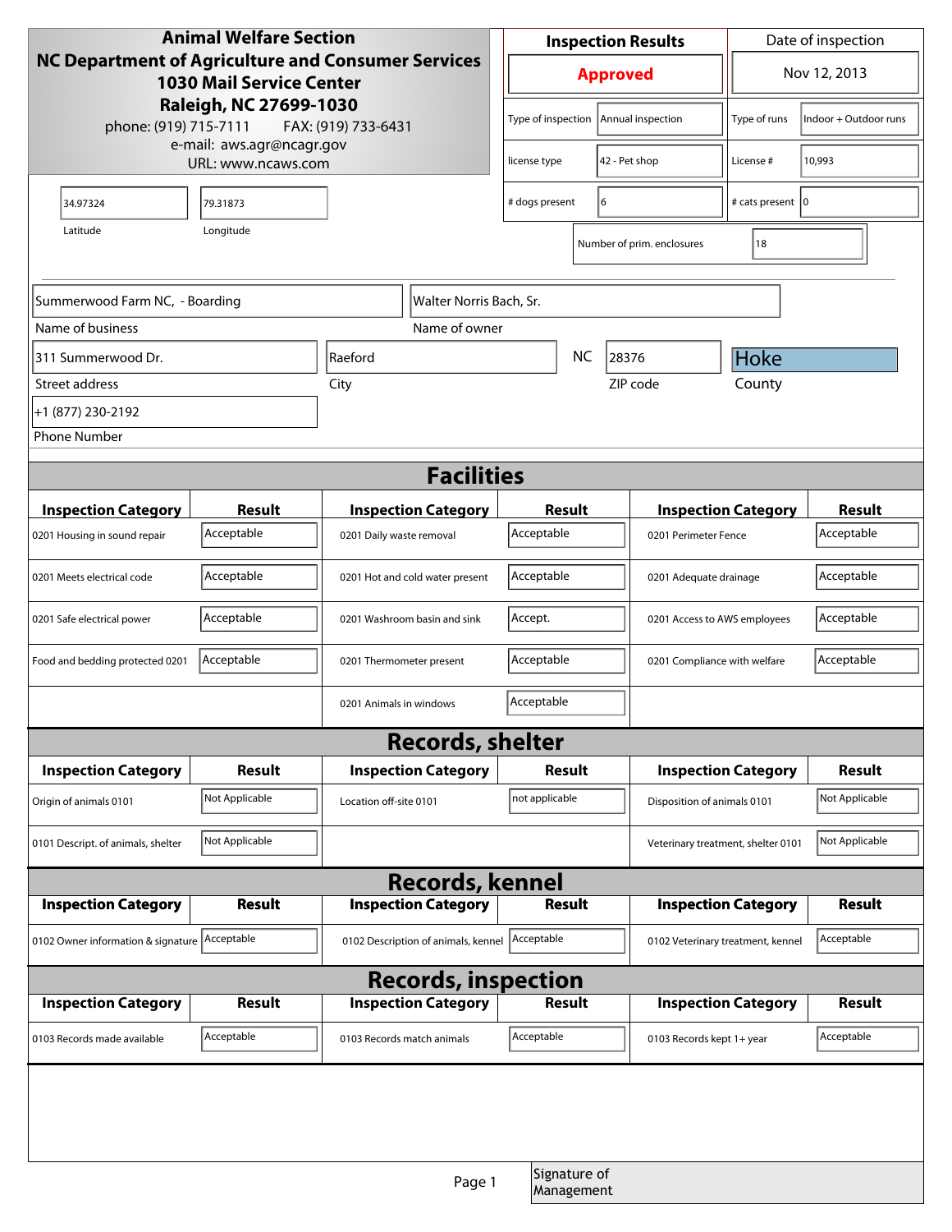**Animal Welfare Section**
**NC Department of Agriculture and Consumer Services**
**1030 Mail Service Center**
**Raleigh, NC 27699-1030**
phone: (919) 715-7111 FAX: (919) 733-6431
e-mail: aws.agr@ncagr.gov
URL: www.ncaws.com

| Inspection Results | Date of inspection |
|---|---|
| **Approved** | Nov 12, 2013 |

| | | | |
|---|---|---|---|
| Type of inspection | Annual inspection | Type of runs | Indoor + Outdoor runs |
| license type | 42 - Pet shop | License # | 10,993 |
| # dogs present | 6 | # cats present | 0 |
| Number of prim. enclosures | 18 | | |

| Latitude | Longitude |
|---|---|
| 34.97324 | 79.31873 |

| | |
|---|---|
| Name of business | Summerwood Farm NC, - Boarding |
| Name of owner | Walter Norris Bach, Sr. |
| Street address | 311 Summerwood Dr. |
| City | Raeford |
| State | NC |
| ZIP code | 28376 |
| County | Hoke |
| Phone Number | +1 (877) 230-2192 |

## Facilities

| Inspection Category | Result | Inspection Category | Result | Inspection Category | Result |
|---|---|---|---|---|---|
| 0201 Housing in sound repair | Acceptable | 0201 Daily waste removal | Acceptable | 0201 Perimeter Fence | Acceptable |
| 0201 Meets electrical code | Acceptable | 0201 Hot and cold water present | Acceptable | 0201 Adequate drainage | Acceptable |
| 0201 Safe electrical power | Acceptable | 0201 Washroom basin and sink | Accept. | 0201 Access to AWS employees | Acceptable |
| Food and bedding protected 0201 | Acceptable | 0201 Thermometer present | Acceptable | 0201 Compliance with welfare | Acceptable |
| | | 0201 Animals in windows | Acceptable | | |

## Records, shelter

| Inspection Category | Result | Inspection Category | Result | Inspection Category | Result |
|---|---|---|---|---|---|
| Origin of animals 0101 | Not Applicable | Location off-site 0101 | not applicable | Disposition of animals 0101 | Not Applicable |
| 0101 Descript. of animals, shelter | Not Applicable | | | Veterinary treatment, shelter 0101 | Not Applicable |

## Records, kennel

| Inspection Category | Result | Inspection Category | Result | Inspection Category | Result |
|---|---|---|---|---|---|
| 0102 Owner information & signature | Acceptable | 0102 Description of animals, kennel | Acceptable | 0102 Veterinary treatment, kennel | Acceptable |

## Records, inspection

| Inspection Category | Result | Inspection Category | Result | Inspection Category | Result |
|---|---|---|---|---|---|
| 0103 Records made available | Acceptable | 0103 Records match animals | Acceptable | 0103 Records kept 1+ year | Acceptable |

Signature of Management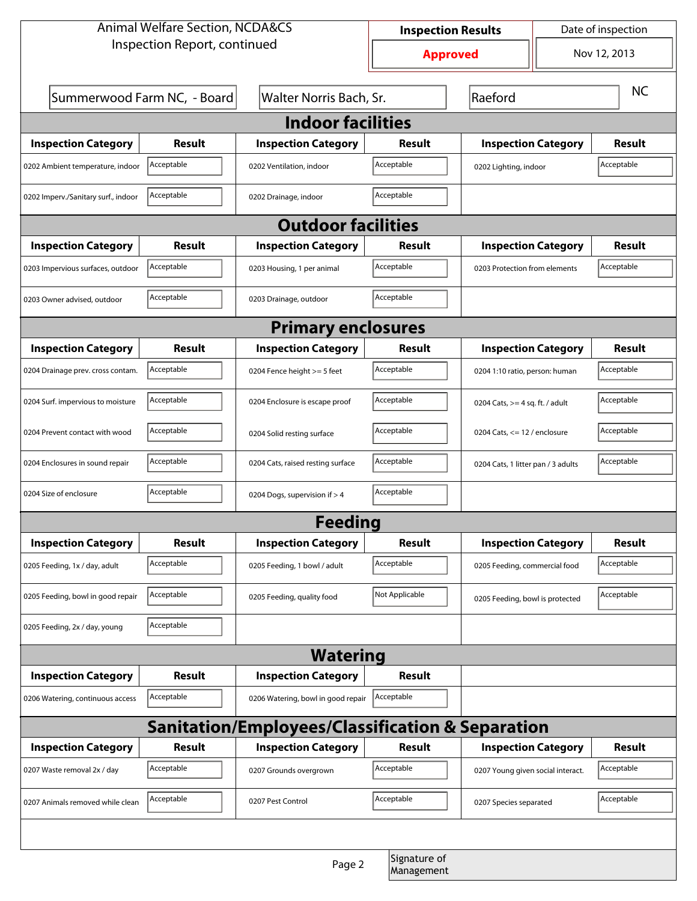Animal Welfare Section, NCDA&CS
Inspection Report, continued

| Inspection Results | Date of inspection |
|---|---|
| **Approved** | Nov 12, 2013 |

| Summerwood Farm NC, - Board | Walter Norris Bach, Sr. | Raeford | NC |
|---|---|---|---|

## Indoor facilities

| Inspection Category | Result | Inspection Category | Result | Inspection Category | Result |
|---|---|---|---|---|---|
| 0202 Ambient temperature, indoor | Acceptable | 0202 Ventilation, indoor | Acceptable | 0202 Lighting, indoor | Acceptable |
| 0202 Imperv./Sanitary surf., indoor | Acceptable | 0202 Drainage, indoor | Acceptable | | |

## Outdoor facilities

| Inspection Category | Result | Inspection Category | Result | Inspection Category | Result |
|---|---|---|---|---|---|
| 0203 Impervious surfaces, outdoor | Acceptable | 0203 Housing, 1 per animal | Acceptable | 0203 Protection from elements | Acceptable |
| 0203 Owner advised, outdoor | Acceptable | 0203 Drainage, outdoor | Acceptable | | |

## Primary enclosures

| Inspection Category | Result | Inspection Category | Result | Inspection Category | Result |
|---|---|---|---|---|---|
| 0204 Drainage prev. cross contam. | Acceptable | 0204 Fence height >= 5 feet | Acceptable | 0204 1:10 ratio, person: human | Acceptable |
| 0204 Surf. impervious to moisture | Acceptable | 0204 Enclosure is escape proof | Acceptable | 0204 Cats, >= 4 sq. ft. / adult | Acceptable |
| 0204 Prevent contact with wood | Acceptable | 0204 Solid resting surface | Acceptable | 0204 Cats, <= 12 / enclosure | Acceptable |
| 0204 Enclosures in sound repair | Acceptable | 0204 Cats, raised resting surface | Acceptable | 0204 Cats, 1 litter pan / 3 adults | Acceptable |
| 0204 Size of enclosure | Acceptable | 0204 Dogs, supervision if > 4 | Acceptable | | |

## Feeding

| Inspection Category | Result | Inspection Category | Result | Inspection Category | Result |
|---|---|---|---|---|---|
| 0205 Feeding, 1x / day, adult | Acceptable | 0205 Feeding, 1 bowl / adult | Acceptable | 0205 Feeding, commercial food | Acceptable |
| 0205 Feeding, bowl in good repair | Acceptable | 0205 Feeding, quality food | Not Applicable | 0205 Feeding, bowl is protected | Acceptable |
| 0205 Feeding, 2x / day, young | Acceptable | | | | |

## Watering

| Inspection Category | Result | Inspection Category | Result |
|---|---|---|---|
| 0206 Watering, continuous access | Acceptable | 0206 Watering, bowl in good repair | Acceptable |

## Sanitation/Employees/Classification & Separation

| Inspection Category | Result | Inspection Category | Result | Inspection Category | Result |
|---|---|---|---|---|---|
| 0207 Waste removal 2x / day | Acceptable | 0207 Grounds overgrown | Acceptable | 0207 Young given social interact. | Acceptable |
| 0207 Animals removed while clean | Acceptable | 0207 Pest Control | Acceptable | 0207 Species separated | Acceptable |

Signature of Management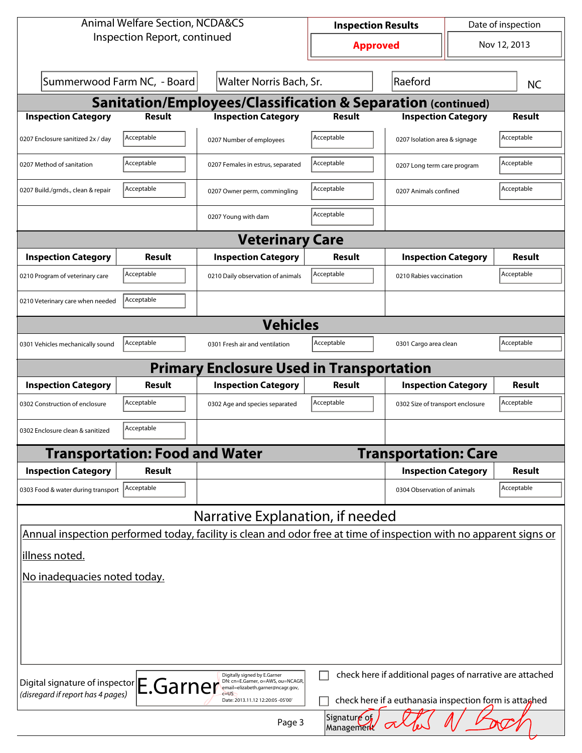Animal Welfare Section, NCDA&CS
Inspection Report, continued

| Inspection Results | Date of inspection |
|---|---|
| **Approved** | Nov 12, 2013 |

Summerwood Farm NC, - Board | Walter Norris Bach, Sr. | Raeford | NC

## Sanitation/Employees/Classification & Separation (continued)

| Inspection Category | Result | Inspection Category | Result | Inspection Category | Result |
|---|---|---|---|---|---|
| 0207 Enclosure sanitized 2x / day | Acceptable | 0207 Number of employees | Acceptable | 0207 Isolation area & signage | Acceptable |
| 0207 Method of sanitation | Acceptable | 0207 Females in estrus, separated | Acceptable | 0207 Long term care program | Acceptable |
| 0207 Build./grnds., clean & repair | Acceptable | 0207 Owner perm, commingling | Acceptable | 0207 Animals confined | Acceptable |
| | | 0207 Young with dam | Acceptable | | |

## Veterinary Care

| Inspection Category | Result | Inspection Category | Result | Inspection Category | Result |
|---|---|---|---|---|---|
| 0210 Program of veterinary care | Acceptable | 0210 Daily observation of animals | Acceptable | 0210 Rabies vaccination | Acceptable |
| 0210 Veterinary care when needed | Acceptable | | | | |

## Vehicles

| | | | | | |
|---|---|---|---|---|---|
| 0301 Vehicles mechanically sound | Acceptable | 0301 Fresh air and ventilation | Acceptable | 0301 Cargo area clean | Acceptable |

## Primary Enclosure Used in Transportation

| Inspection Category | Result | Inspection Category | Result | Inspection Category | Result |
|---|---|---|---|---|---|
| 0302 Construction of enclosure | Acceptable | 0302 Age and species separated | Acceptable | 0302 Size of transport enclosure | Acceptable |
| 0302 Enclosure clean & sanitized | Acceptable | | | | |

## Transportation: Food and Water

| Inspection Category | Result |
|---|---|
| 0303 Food & water during transport | Acceptable |

## Transportation: Care

| Inspection Category | Result |
|---|---|
| 0304 Observation of animals | Acceptable |

## Narrative Explanation, if needed

Annual inspection performed today, facility is clean and odor free at time of inspection with no apparent signs or illness noted.

No inadequacies noted today.

Digital signature of inspector *(disregard if report has 4 pages)*: E.Garner
Digitally signed by E.Garner
DN: cn=E.Garner, o=AWS, ou=NCAGR, email=elizabeth.garner@ncagr.gov, c=US
Date: 2013.11.12 12:20:05 -05'00'

☐ check here if additional pages of narrative are attached

☐ check here if a euthanasia inspection form is attached

Signature of Management: Walter N Bach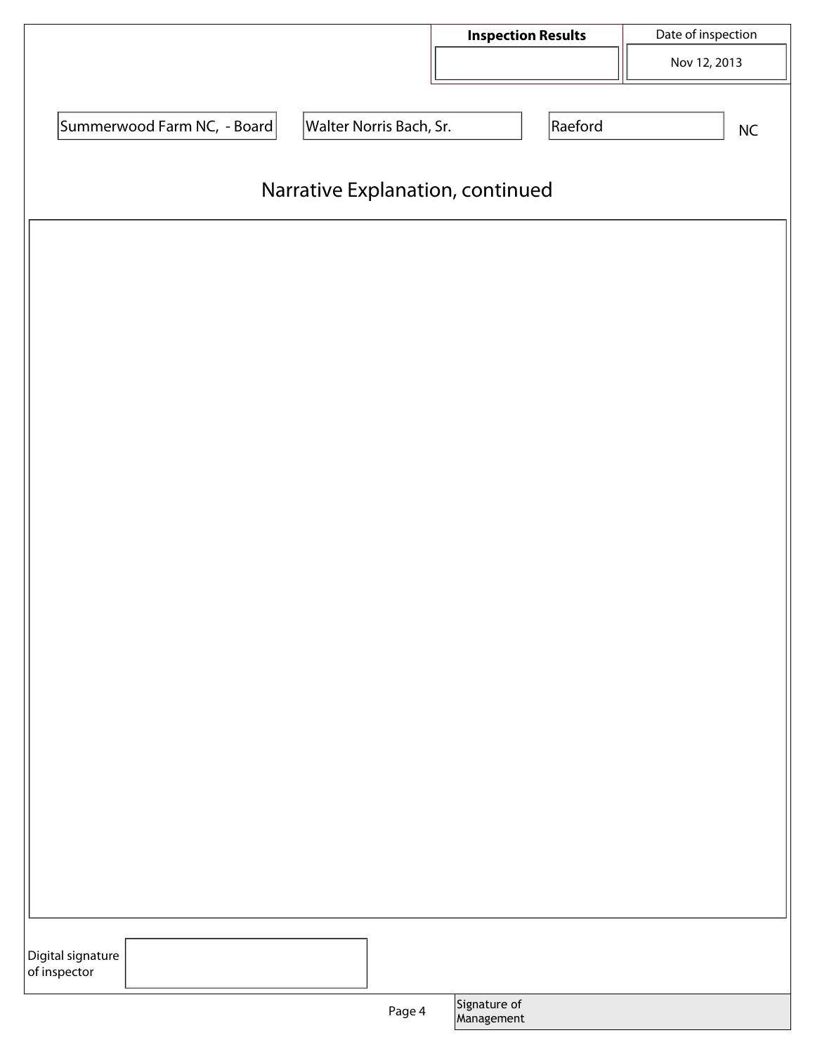**Inspection Results**

Date of inspection: Nov 12, 2013

Summerwood Farm NC, - Board | Walter Norris Bach, Sr. | Raeford | NC

## Narrative Explanation, continued

Digital signature of inspector

Signature of Management